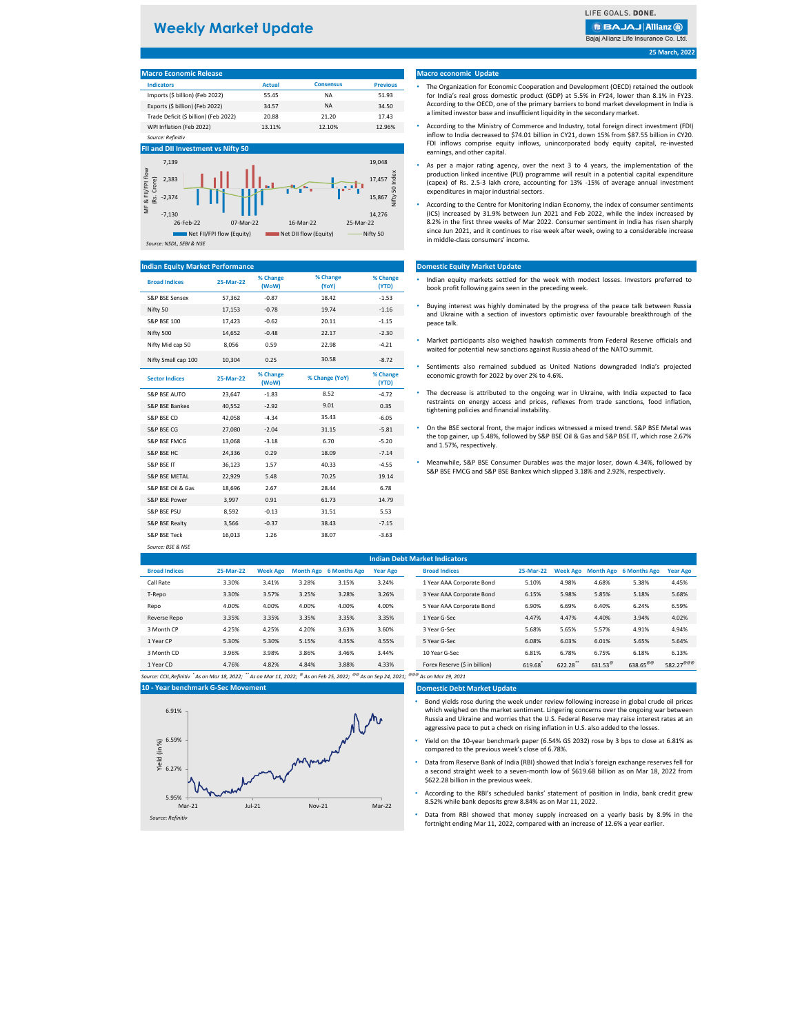# Weekly Market Update

LIFE GOALS. DONE.

Bajaj Allianz Life Insurance Co. Ltd.

25 March, 2022

## Macro Economic Release

| Indicators | Actual | Consensus | Previous |
|---|---|---|---|
| Imports ($ billion) (Feb 2022) | 55.45 | NA | 51.93 |
| Exports ($ billion) (Feb 2022) | 34.57 | NA | 34.50 |
| Trade Deficit ($ billion) (Feb 2022) | 20.88 | 21.20 | 17.43 |
| WPI Inflation (Feb 2022) | 13.11% | 12.10% | 12.96% |

*Source: Refinitiv*

## FII and DII Investment vs Nifty 50

MF & FII/FPI flow (Rs. Crore): 7,139; 2,383; -2,374; -7,130

Nifty 50 Index: 19,048; 17,457; 15,867; 14,276

26-Feb-22 | 07-Mar-22 | 16-Mar-22 | 25-Mar-22

Net FII/FPI flow (Equity) | Net DII flow (Equity) | Nifty 50

*Source: NSDL, SEBI & NSE*

## Macro economic Update

- The Organization for Economic Cooperation and Development (OECD) retained the outlook for India's real gross domestic product (GDP) at 5.5% in FY24, lower than 8.1% in FY23. According to the OECD, one of the primary barriers to bond market development in India is a limited investor base and insufficient liquidity in the secondary market.
- According to the Ministry of Commerce and Industry, total foreign direct investment (FDI) inflow to India decreased to $74.01 billion in CY21, down 15% from $87.55 billion in CY20. FDI inflows comprise equity inflows, unincorporated body equity capital, re-invested earnings, and other capital.
- As per a major rating agency, over the next 3 to 4 years, the implementation of the production linked incentive (PLI) programme will result in a potential capital expenditure (capex) of Rs. 2.5-3 lakh crore, accounting for 13% -15% of average annual investment expenditures in major industrial sectors.
- According to the Centre for Monitoring Indian Economy, the index of consumer sentiments (ICS) increased by 31.9% between Jun 2021 and Feb 2022, while the index increased by 8.2% in the first three weeks of Mar 2022. Consumer sentiment in India has risen sharply since Jun 2021, and it continues to rise week after week, owing to a considerable increase in middle-class consumers' income.

## Indian Equity Market Performance

| Broad Indices | 25-Mar-22 | % Change (WoW) | % Change (YoY) | % Change (YTD) |
|---|---|---|---|---|
| S&P BSE Sensex | 57,362 | -0.87 | 18.42 | -1.53 |
| Nifty 50 | 17,153 | -0.78 | 19.74 | -1.16 |
| S&P BSE 100 | 17,423 | -0.62 | 20.11 | -1.15 |
| Nifty 500 | 14,652 | -0.48 | 22.17 | -2.30 |
| Nifty Mid cap 50 | 8,056 | 0.59 | 22.98 | -4.21 |
| Nifty Small cap 100 | 10,304 | 0.25 | 30.58 | -8.72 |

| Sector Indices | 25-Mar-22 | % Change (WoW) | % Change (YoY) | % Change (YTD) |
|---|---|---|---|---|
| S&P BSE AUTO | 23,647 | -1.83 | 8.52 | -4.72 |
| S&P BSE Bankex | 40,552 | -2.92 | 9.01 | 0.35 |
| S&P BSE CD | 42,058 | -4.34 | 35.43 | -6.05 |
| S&P BSE CG | 27,080 | -2.04 | 31.15 | -5.81 |
| S&P BSE FMCG | 13,068 | -3.18 | 6.70 | -5.20 |
| S&P BSE HC | 24,336 | 0.29 | 18.09 | -7.14 |
| S&P BSE IT | 36,123 | 1.57 | 40.33 | -4.55 |
| S&P BSE METAL | 22,929 | 5.48 | 70.25 | 19.14 |
| S&P BSE Oil & Gas | 18,696 | 2.67 | 28.44 | 6.78 |
| S&P BSE Power | 3,997 | 0.91 | 61.73 | 14.79 |
| S&P BSE PSU | 8,592 | -0.13 | 31.51 | 5.53 |
| S&P BSE Realty | 3,566 | -0.37 | 38.43 | -7.15 |
| S&P BSE Teck | 16,013 | 1.26 | 38.07 | -3.63 |

*Source: BSE & NSE*

## Domestic Equity Market Update

- Indian equity markets settled for the week with modest losses. Investors preferred to book profit following gains seen in the preceding week.
- Buying interest was highly dominated by the progress of the peace talk between Russia and Ukraine with a section of investors optimistic over favourable breakthrough of the peace talk.
- Market participants also weighed hawkish comments from Federal Reserve officials and waited for potential new sanctions against Russia ahead of the NATO summit.
- Sentiments also remained subdued as United Nations downgraded India's projected economic growth for 2022 by over 2% to 4.6%.
- The decrease is attributed to the ongoing war in Ukraine, with India expected to face restraints on energy access and prices, reflexes from trade sanctions, food inflation, tightening policies and financial instability.
- On the BSE sectoral front, the major indices witnessed a mixed trend. S&P BSE Metal was the top gainer, up 5.48%, followed by S&P BSE Oil & Gas and S&P BSE IT, which rose 2.67% and 1.57%, respectively.
- Meanwhile, S&P BSE Consumer Durables was the major loser, down 4.34%, followed by S&P BSE FMCG and S&P BSE Bankex which slipped 3.18% and 2.92%, respectively.

## Indian Debt Market Indicators

| Broad Indices | 25-Mar-22 | Week Ago | Month Ago | 6 Months Ago | Year Ago |
|---|---|---|---|---|---|
| Call Rate | 3.30% | 3.41% | 3.28% | 3.15% | 3.24% |
| T-Repo | 3.30% | 3.57% | 3.25% | 3.28% | 3.26% |
| Repo | 4.00% | 4.00% | 4.00% | 4.00% | 4.00% |
| Reverse Repo | 3.35% | 3.35% | 3.35% | 3.35% | 3.35% |
| 3 Month CP | 4.25% | 4.25% | 4.20% | 3.63% | 3.60% |
| 1 Year CP | 5.30% | 5.30% | 5.15% | 4.35% | 4.55% |
| 3 Month CD | 3.96% | 3.98% | 3.86% | 3.46% | 3.44% |
| 1 Year CD | 4.76% | 4.82% | 4.84% | 3.88% | 4.33% |

| Broad Indices | 25-Mar-22 | Week Ago | Month Ago | 6 Months Ago | Year Ago |
|---|---|---|---|---|---|
| 1 Year AAA Corporate Bond | 5.10% | 4.98% | 4.68% | 5.38% | 4.45% |
| 3 Year AAA Corporate Bond | 6.15% | 5.98% | 5.85% | 5.18% | 5.68% |
| 5 Year AAA Corporate Bond | 6.90% | 6.69% | 6.40% | 6.24% | 6.59% |
| 1 Year G-Sec | 4.47% | 4.47% | 4.40% | 3.94% | 4.02% |
| 3 Year G-Sec | 5.68% | 5.65% | 5.57% | 4.91% | 4.94% |
| 5 Year G-Sec | 6.08% | 6.03% | 6.01% | 5.65% | 5.64% |
| 10 Year G-Sec | 6.81% | 6.78% | 6.75% | 6.18% | 6.13% |
| Forex Reserve ($ in billion) | 619.68* | 622.28** | 631.53@ | 638.65@@ | 582.27@@@ |

*Source: CCIL,Refinitiv * As on Mar 18, 2022; ** As on Mar 11, 2022; @ As on Feb 25, 2022; @@ As on Sep 24, 2021; @@@ As on Mar 19, 2021*

## 10 - Year benchmark G-Sec Movement

Yield (in%): 6.91%; 6.59%; 6.27%; 5.95%

Mar-21 | Jul-21 | Nov-21 | Mar-22

*Source: Refinitiv*

## Domestic Debt Market Update

- Bond yields rose during the week under review following increase in global crude oil prices which weighed on the market sentiment. Lingering concerns over the ongoing war between Russia and Ukraine and worries that the U.S. Federal Reserve may raise interest rates at an aggressive pace to put a check on rising inflation in U.S. also added to the losses.
- Yield on the 10-year benchmark paper (6.54% GS 2032) rose by 3 bps to close at 6.81% as compared to the previous week's close of 6.78%.
- Data from Reserve Bank of India (RBI) showed that India's foreign exchange reserves fell for a second straight week to a seven-month low of $619.68 billion as on Mar 18, 2022 from $622.28 billion in the previous week.
- According to the RBI's scheduled banks' statement of position in India, bank credit grew 8.52% while bank deposits grew 8.84% as on Mar 11, 2022.
- Data from RBI showed that money supply increased on a yearly basis by 8.9% in the fortnight ending Mar 11, 2022, compared with an increase of 12.6% a year earlier.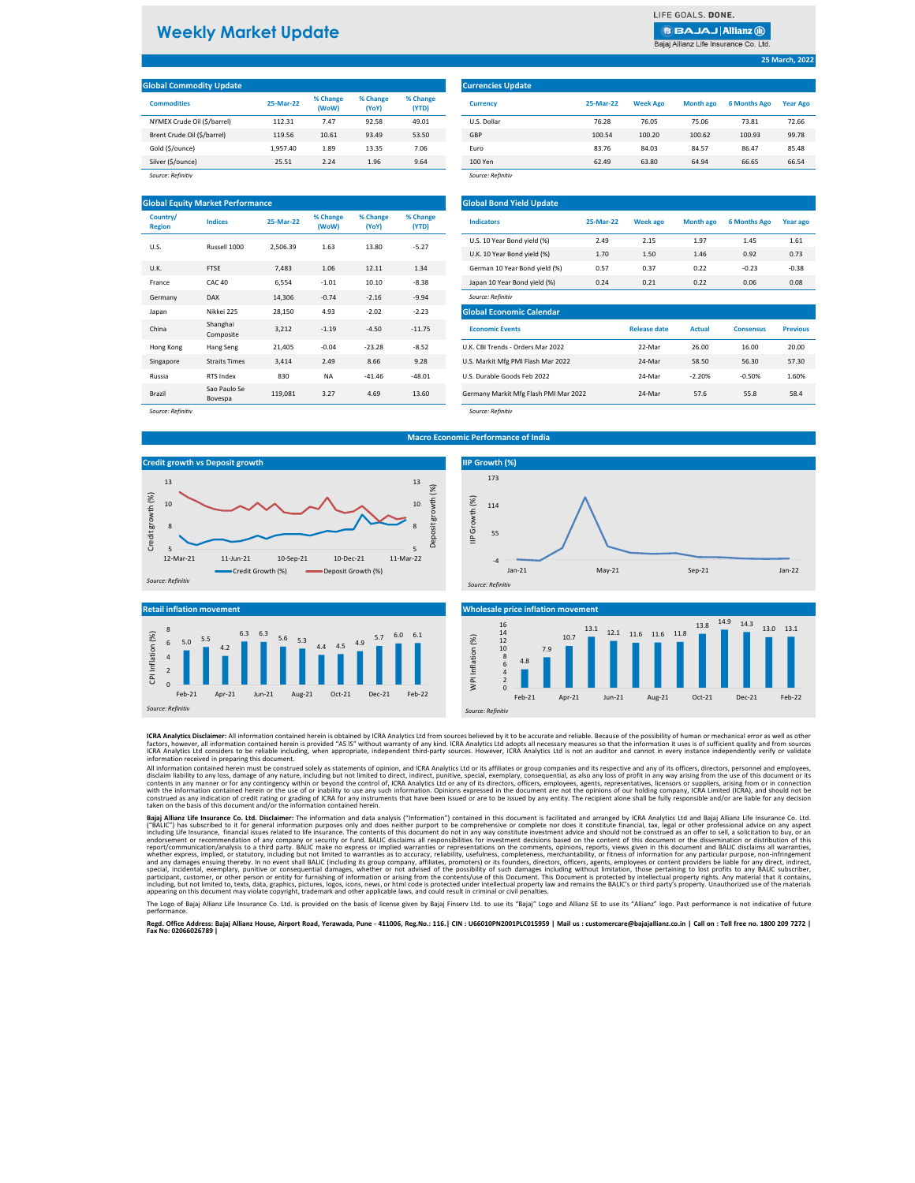# Weekly Market Update

LIFE GOALS. DONE.

BAJAJ | Allianz

Bajaj Allianz Life Insurance Co. Ltd.

25 March, 2022

## Global Commodity Update

| Commodities | 25-Mar-22 | % Change (WoW) | % Change (YoY) | % Change (YTD) |
|---|---|---|---|---|
| NYMEX Crude Oil ($/barrel) | 112.31 | 7.47 | 92.58 | 49.01 |
| Brent Crude Oil ($/barrel) | 119.56 | 10.61 | 93.49 | 53.50 |
| Gold ($/ounce) | 1,957.40 | 1.89 | 13.35 | 7.06 |
| Silver ($/ounce) | 25.51 | 2.24 | 1.96 | 9.64 |

*Source: Refinitiv*

## Currencies Update

| Currency | 25-Mar-22 | Week Ago | Month ago | 6 Months Ago | Year Ago |
|---|---|---|---|---|---|
| U.S. Dollar | 76.28 | 76.05 | 75.06 | 73.81 | 72.66 |
| GBP | 100.54 | 100.20 | 100.62 | 100.93 | 99.78 |
| Euro | 83.76 | 84.03 | 84.57 | 86.47 | 85.48 |
| 100 Yen | 62.49 | 63.80 | 64.94 | 66.65 | 66.54 |

*Source: Refinitiv*

## Global Equity Market Performance

| Country/ Region | Indices | 25-Mar-22 | % Change (WoW) | % Change (YoY) | % Change (YTD) |
|---|---|---|---|---|---|
| U.S. | Russell 1000 | 2,506.39 | 1.63 | 13.80 | -5.27 |
| U.K. | FTSE | 7,483 | 1.06 | 12.11 | 1.34 |
| France | CAC 40 | 6,554 | -1.01 | 10.10 | -8.38 |
| Germany | DAX | 14,306 | -0.74 | -2.16 | -9.94 |
| Japan | Nikkei 225 | 28,150 | 4.93 | -2.02 | -2.23 |
| China | Shanghai Composite | 3,212 | -1.19 | -4.50 | -11.75 |
| Hong Kong | Hang Seng | 21,405 | -0.04 | -23.28 | -8.52 |
| Singapore | Straits Times | 3,414 | 2.49 | 8.66 | 9.28 |
| Russia | RTS Index | 830 | NA | -41.46 | -48.01 |
| Brazil | Sao Paulo Se Bovespa | 119,081 | 3.27 | 4.69 | 13.60 |

*Source: Refinitiv*

## Global Bond Yield Update

| Indicators | 25-Mar-22 | Week ago | Month ago | 6 Months Ago | Year ago |
|---|---|---|---|---|---|
| U.S. 10 Year Bond yield (%) | 2.49 | 2.15 | 1.97 | 1.45 | 1.61 |
| U.K. 10 Year Bond yield (%) | 1.70 | 1.50 | 1.46 | 0.92 | 0.73 |
| German 10 Year Bond yield (%) | 0.57 | 0.37 | 0.22 | -0.23 | -0.38 |
| Japan 10 Year Bond yield (%) | 0.24 | 0.21 | 0.22 | 0.06 | 0.08 |

*Source: Refinitiv*

## Global Economic Calendar

| Economic Events | Release date | Actual | Consensus | Previous |
|---|---|---|---|---|
| U.K. CBI Trends - Orders Mar 2022 | 22-Mar | 26.00 | 16.00 | 20.00 |
| U.S. Markit Mfg PMI Flash Mar 2022 | 24-Mar | 58.50 | 56.30 | 57.30 |
| U.S. Durable Goods Feb 2022 | 24-Mar | -2.20% | -0.50% | 1.60% |
| Germany Markit Mfg Flash PMI Mar 2022 | 24-Mar | 57.6 | 55.8 | 58.4 |

*Source: Refinitiv*

## Macro Economic Performance of India

### Credit growth vs Deposit growth

Credit growth (%)
Deposit growth (%)
13 10 8 5
12-Mar-21 11-Jun-21 10-Sep-21 10-Dec-21 11-Mar-22
Credit Growth (%) Deposit Growth (%)

*Source: Refinitiv*

### IIP Growth (%)

IIP Growth (%)
173 114 55 -4
Jan-21 May-21 Sep-21 Jan-22

*Source: Refinitiv*

### Retail inflation movement

CPI Inflation (%)
8 6 4 2 0
5.0 5.5 4.2 6.3 6.3 5.6 5.3 4.4 4.5 4.9 5.7 6.0 6.1
Feb-21 Apr-21 Jun-21 Aug-21 Oct-21 Dec-21 Feb-22

*Source: Refinitiv*

### Wholesale price inflation movement

WPI Inflation (%)
16 14 12 10 8 6 4 2 0
4.8 7.9 10.7 13.1 12.1 11.6 11.6 11.8 13.8 14.9 14.3 13.0 13.1
Feb-21 Apr-21 Jun-21 Aug-21 Oct-21 Dec-21 Feb-22

*Source: Refinitiv*

**ICRA Analytics Disclaimer:** All information contained herein is obtained by ICRA Analytics Ltd from sources believed by it to be accurate and reliable. Because of the possibility of human or mechanical error as well as other factors, however, all information contained herein is provided "AS IS" without warranty of any kind. ICRA Analytics Ltd adopts all necessary measures so that the information it uses is of sufficient quality and from sources ICRA Analytics Ltd considers to be reliable including, when appropriate, independent third-party sources. However, ICRA Analytics Ltd is not an auditor and cannot in every instance independently verify or validate information received in preparing this document.

All information contained herein must be construed solely as statements of opinion, and ICRA Analytics Ltd or its affiliates or group companies and its respective and any of its officers, directors, personnel and employees, disclaim liability to any loss, damage of any nature, including but not limited to direct, indirect, punitive, special, exemplary, consequential, as also any loss of profit in any way arising from the use of this document or its contents in any manner or for any contingency within or beyond the control of, ICRA Analytics Ltd or any of its directors, officers, employees, agents, representatives, licensors or suppliers, arising from or in connection with the information contained herein or the use of or inability to use any such information. Opinions expressed in the document are not the opinions of our holding company, ICRA Limited (ICRA), and should not be construed as any indication of credit rating or grading of ICRA for any instruments that have been issued or are to be issued by any entity. The recipient alone shall be fully responsible and/or are liable for any decision taken on the basis of this document and/or the information contained herein.

**Bajaj Allianz Life Insurance Co. Ltd. Disclaimer:** The information and data analysis ("Information") contained in this document is facilitated and arranged by ICRA Analytics Ltd and Bajaj Allianz Life Insurance Co. Ltd. ("BALIC") has subscribed to it for general information purposes only and does neither purport to be comprehensive or complete nor does it constitute financial, tax, legal or other professional advice on any aspect including Life Insurance, financial issues related to life insurance. The contents of this document do not in any way constitute investment advice and should not be construed as an offer to sell, a solicitation to buy, or an endorsement or recommendation of any company or security or fund. BALIC disclaims all responsibilities for investment decisions based on the content of this document or the dissemination or distribution of this report/communication/analysis to a third party. BALIC make no express or implied warranties or representations on the comments, opinions, reports, views given in this document and BALIC disclaims all warranties, whether express, implied, or statutory, including but not limited to warranties as to accuracy, reliability, usefulness, completeness, merchantability, or fitness of information for any particular purpose, non-infringement and any damages ensuing thereby. In no event shall BALIC (including its group company, affiliates, promoters) or its founders, directors, officers, agents, employees or content providers be liable for any direct, indirect, special, incidental, exemplary, punitive or consequential damages, whether or not advised of the possibility of such damages including without limitation, those pertaining to lost profits to any BALIC subscriber, participant, customer, or other person or entity for furnishing of information or arising from the contents/use of this Document. This Document is protected by intellectual property rights. Any material that it contains, including, but not limited to, texts, data, graphics, pictures, logos, icons, news, or html code is protected under intellectual property law and remains the BALIC's or third party's property. Unauthorized use of the materials appearing on this document may violate copyright, trademark and other applicable laws, and could result in criminal or civil penalties.

The Logo of Bajaj Allianz Life Insurance Co. Ltd. is provided on the basis of license given by Bajaj Finserv Ltd. to use its "Bajaj" Logo and Allianz SE to use its "Allianz" logo. Past performance is not indicative of future performance.

**Regd. Office Address: Bajaj Allianz House, Airport Road, Yerawada, Pune - 411006, Reg.No.: 116.| CIN : U66010PN2001PLC015959 | Mail us : customercare@bajajallianz.co.in | Call on : Toll free no. 1800 209 7272 | Fax No: 02066026789 |**